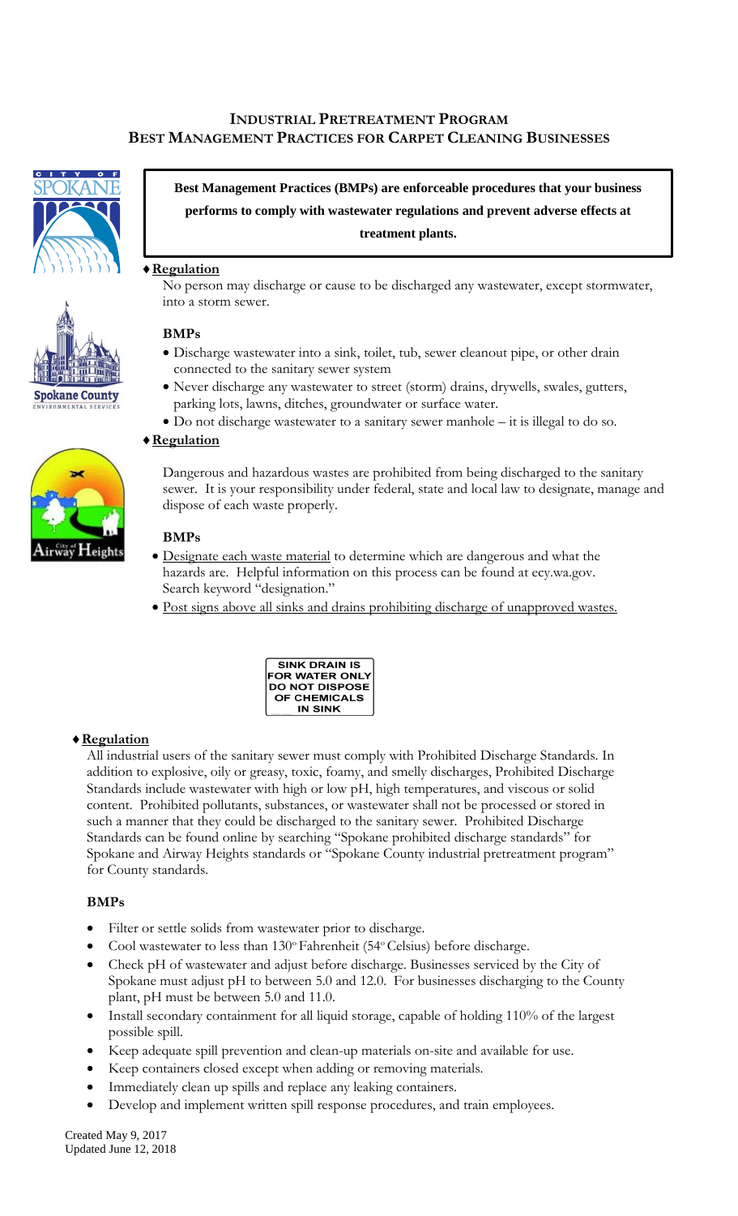# INDUSTRIAL PRETREATMENT PROGRAM
# BEST MANAGEMENT PRACTICES FOR CARPET CLEANING BUSINESSES

**Best Management Practices (BMPs) are enforceable procedures that your business performs to comply with wastewater regulations and prevent adverse effects at treatment plants.**

♦ **Regulation**

No person may discharge or cause to be discharged any wastewater, except stormwater, into a storm sewer.

**BMPs**

- Discharge wastewater into a sink, toilet, tub, sewer cleanout pipe, or other drain connected to the sanitary sewer system
- Never discharge any wastewater to street (storm) drains, drywells, swales, gutters, parking lots, lawns, ditches, groundwater or surface water.
- Do not discharge wastewater to a sanitary sewer manhole – it is illegal to do so.

♦ **Regulation**

Dangerous and hazardous wastes are prohibited from being discharged to the sanitary sewer. It is your responsibility under federal, state and local law to designate, manage and dispose of each waste properly.

**BMPs**

- Designate each waste material to determine which are dangerous and what the hazards are. Helpful information on this process can be found at ecy.wa.gov. Search keyword "designation."
- Post signs above all sinks and drains prohibiting discharge of unapproved wastes.

SINK DRAIN IS FOR WATER ONLY DO NOT DISPOSE OF CHEMICALS IN SINK

♦ **Regulation**

All industrial users of the sanitary sewer must comply with Prohibited Discharge Standards. In addition to explosive, oily or greasy, toxic, foamy, and smelly discharges, Prohibited Discharge Standards include wastewater with high or low pH, high temperatures, and viscous or solid content. Prohibited pollutants, substances, or wastewater shall not be processed or stored in such a manner that they could be discharged to the sanitary sewer. Prohibited Discharge Standards can be found online by searching "Spokane prohibited discharge standards" for Spokane and Airway Heights standards or "Spokane County industrial pretreatment program" for County standards.

**BMPs**

- Filter or settle solids from wastewater prior to discharge.
- Cool wastewater to less than 130° Fahrenheit (54° Celsius) before discharge.
- Check pH of wastewater and adjust before discharge. Businesses serviced by the City of Spokane must adjust pH to between 5.0 and 12.0. For businesses discharging to the County plant, pH must be between 5.0 and 11.0.
- Install secondary containment for all liquid storage, capable of holding 110% of the largest possible spill.
- Keep adequate spill prevention and clean-up materials on-site and available for use.
- Keep containers closed except when adding or removing materials.
- Immediately clean up spills and replace any leaking containers.
- Develop and implement written spill response procedures, and train employees.

Created May 9, 2017
Updated June 12, 2018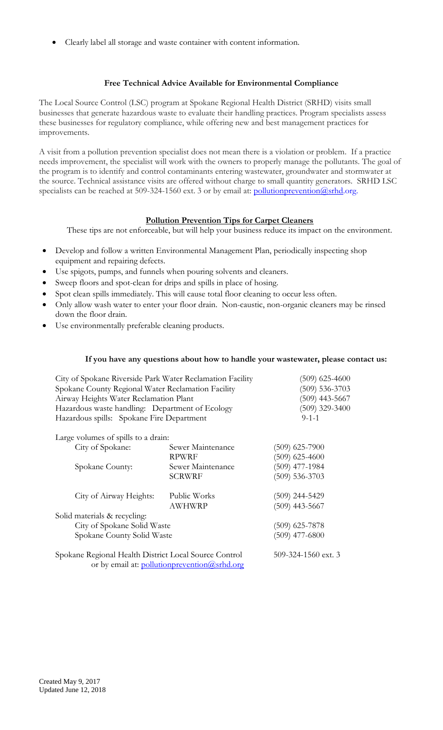- Clearly label all storage and waste container with content information.

**Free Technical Advice Available for Environmental Compliance**

The Local Source Control (LSC) program at Spokane Regional Health District (SRHD) visits small businesses that generate hazardous waste to evaluate their handling practices. Program specialists assess these businesses for regulatory compliance, while offering new and best management practices for improvements.

A visit from a pollution prevention specialist does not mean there is a violation or problem. If a practice needs improvement, the specialist will work with the owners to properly manage the pollutants. The goal of the program is to identify and control contaminants entering wastewater, groundwater and stormwater at the source. Technical assistance visits are offered without charge to small quantity generators. SRHD LSC specialists can be reached at 509-324-1560 ext. 3 or by email at: pollutionprevention@srhd.org.

**Pollution Prevention Tips for Carpet Cleaners**

These tips are not enforceable, but will help your business reduce its impact on the environment.

- Develop and follow a written Environmental Management Plan, periodically inspecting shop equipment and repairing defects.
- Use spigots, pumps, and funnels when pouring solvents and cleaners.
- Sweep floors and spot-clean for drips and spills in place of hosing.
- Spot clean spills immediately. This will cause total floor cleaning to occur less often.
- Only allow wash water to enter your floor drain. Non-caustic, non-organic cleaners may be rinsed down the floor drain.
- Use environmentally preferable cleaning products.

**If you have any questions about how to handle your wastewater, please contact us:**

| | | |
|---|---|---|
| City of Spokane Riverside Park Water Reclamation Facility | | (509) 625-4600 |
| Spokane County Regional Water Reclamation Facility | | (509) 536-3703 |
| Airway Heights Water Reclamation Plant | | (509) 443-5667 |
| Hazardous waste handling: Department of Ecology | | (509) 329-3400 |
| Hazardous spills: Spokane Fire Department | | 9-1-1 |
| Large volumes of spills to a drain: | | |
| City of Spokane: | Sewer Maintenance | (509) 625-7900 |
| | RPWRF | (509) 625-4600 |
| Spokane County: | Sewer Maintenance | (509) 477-1984 |
| | SCRWRF | (509) 536-3703 |
| City of Airway Heights: | Public Works | (509) 244-5429 |
| | AWHWRP | (509) 443-5667 |
| Solid materials & recycling: | | |
| City of Spokane Solid Waste | | (509) 625-7878 |
| Spokane County Solid Waste | | (509) 477-6800 |
| Spokane Regional Health District Local Source Control or by email at: pollutionprevention@srhd.org | | 509-324-1560 ext. 3 |

Created May 9, 2017
Updated June 12, 2018